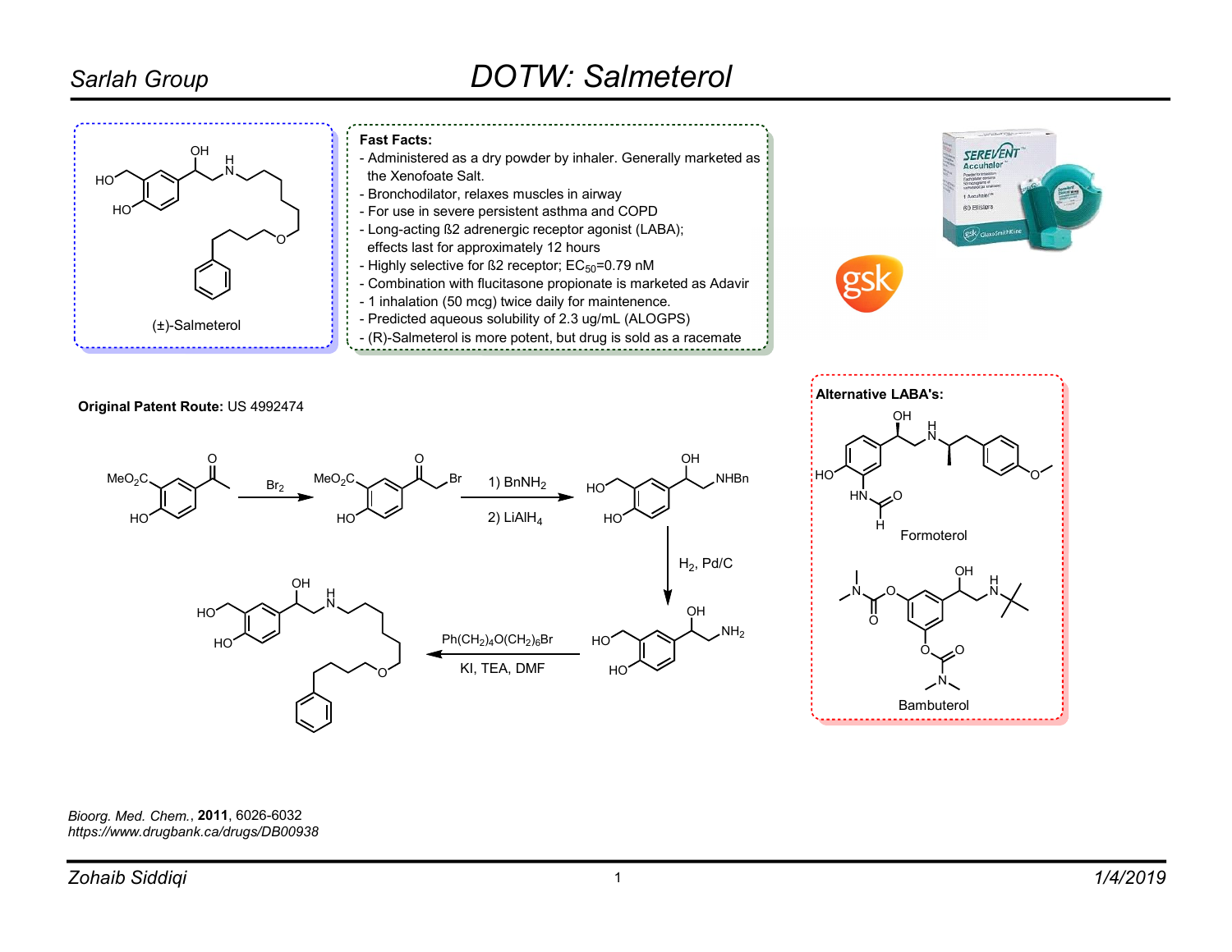## DOTW: Salmeterol

(±)-Salmeterol

**Fast Facts:**

- Administered as a dry powder by inhaler. Generally marketed as the Xenofoate Salt.
- Bronchodilator, relaxes muscles in airway
- For use in severe persistent asthma and COPD
- Long-acting ß2 adrenergic receptor agonist (LABA); effects last for approximately 12 hours
- Highly selective for ß2 receptor; $EC_{50}$=0.79 nM
- Combination with flucitasone propionate is marketed as Adavir
- 1 inhalation (50 mcg) twice daily for maintenence.
- Predicted aqueous solubility of 2.3 ug/mL (ALOGPS)
- (R)-Salmeterol is more potent, but drug is sold as a racemate

**Original Patent Route:** US 4992474

$Br_2$

1) $BnNH_2$
2) $LiAlH_4$

$H_2$, Pd/C

$Ph(CH_2)_4O(CH_2)_6Br$
KI, TEA, DMF

**Alternative LABA's:**

Formoterol

Bambuterol

*Bioorg. Med. Chem.*, **2011**, 6026-6032
*https://www.drugbank.ca/drugs/DB00938*

*Zohaib Siddiqi* *1/4/2019*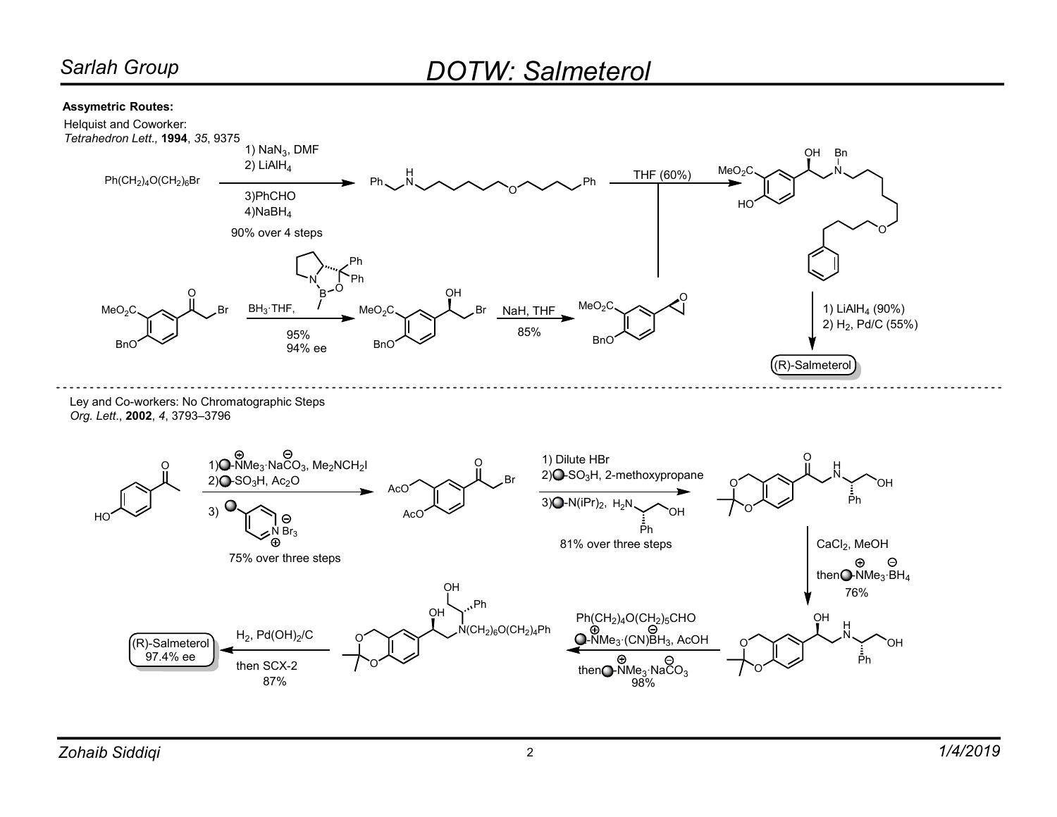# DOTW: Salmeterol

**Assymetric Routes:**

Helquist and Coworker:
*Tetrahedron Lett.*, **1994**, *35*, 9375

$Ph(CH_2)_4O(CH_2)_6Br$

1) $NaN_3$, DMF
2) $LiAlH_4$
3) PhCHO
4) $NaBH_4$

90% over 4 steps

Ph

H
N

O

Ph

THF (60%)

OH Bn
$MeO_2C$
N
HO
O

$MeO_2C$
O
Br
BnO

$BH_3·THF$,

Ph
Ph
N
B
O

95%
94% ee

OH
$MeO_2C$
Br
BnO

NaH, THF

85%

$MeO_2C$
O
BnO

1) $LiAlH_4$ (90%)
2) $H_2$, Pd/C (55%)

(R)-Salmeterol

Ley and Co-workers: No Chromatographic Steps
*Org. Lett.*, **2002**, *4*, 3793–3796

O
HO

1) $-\overset{\oplus}{N}Me_3·Na\overset{\ominus}{C}O_3$, $Me_2NCH_2I$
2) $-SO_3H$, $Ac_2O$
3) $\overset{\ominus}{Br_3}$ $\overset{\oplus}{N}$

75% over three steps

AcO
O
Br
AcO

1) Dilute HBr
2) $-SO_3H$, 2-methoxypropane
3) $-N(iPr)_2$, $H_2N$ OH Ph

81% over three steps

O
H
N
OH
O
O
Ph

$CaCl_2$, MeOH
then $-\overset{\oplus}{N}Me_3·\overset{\ominus}{B}H_4$
76%

OH
H
N
OH
O
O
Ph

$Ph(CH_2)_4O(CH_2)_5CHO$
$-\overset{\oplus}{N}Me_3·(CN)\overset{\ominus}{B}H_3$, AcOH
then $-\overset{\oplus}{N}Me_3·Na\overset{\ominus}{C}O_3$
98%

OH
Ph
OH
$N(CH_2)_6O(CH_2)_4Ph$
O
O

$H_2$, $Pd(OH)_2/C$
then SCX-2
87%

(R)-Salmeterol
97.4% ee